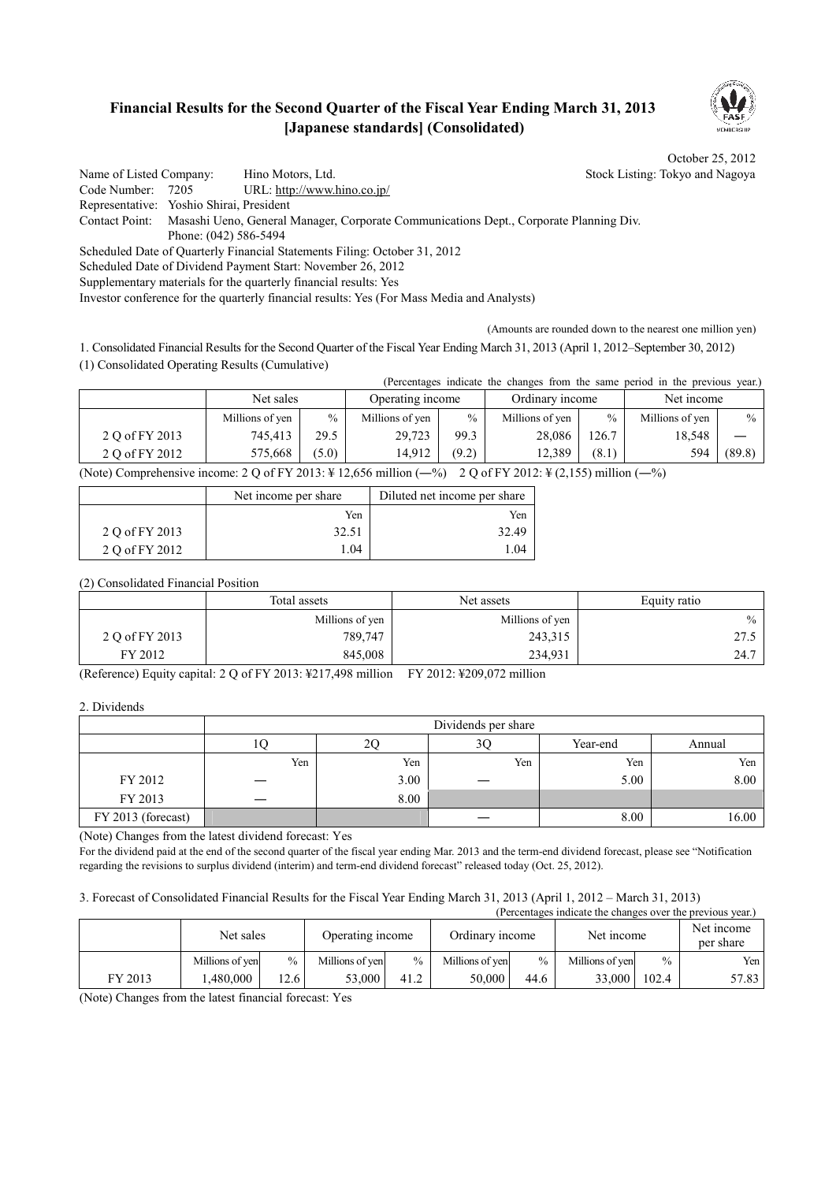# Financial Results for the Second Quarter of the Fiscal Year Ending March 31, 2013 [Japanese standards] (Consolidated)

October 25, 2012

Name of Listed Company: Hino Motors, Ltd. Stock Listing: Tokyo and Nagoya
Code Number: 7205 URL: http://www.hino.co.jp/
Representative: Yoshio Shirai, President
Contact Point: Masashi Ueno, General Manager, Corporate Communications Dept., Corporate Planning Div.
Phone: (042) 586-5494
Scheduled Date of Quarterly Financial Statements Filing: October 31, 2012
Scheduled Date of Dividend Payment Start: November 26, 2012
Supplementary materials for the quarterly financial results: Yes
Investor conference for the quarterly financial results: Yes (For Mass Media and Analysts)

(Amounts are rounded down to the nearest one million yen)

1. Consolidated Financial Results for the Second Quarter of the Fiscal Year Ending March 31, 2013 (April 1, 2012–September 30, 2012)

(1) Consolidated Operating Results (Cumulative)

(Percentages indicate the changes from the same period in the previous year.)

| | Net sales | | Operating income | | Ordinary income | | Net income | |
|---|---|---|---|---|---|---|---|---|
| | Millions of yen | % | Millions of yen | % | Millions of yen | % | Millions of yen | % |
| 2 Q of FY 2013 | 745,413 | 29.5 | 29,723 | 99.3 | 28,086 | 126.7 | 18,548 | — |
| 2 Q of FY 2012 | 575,668 | (5.0) | 14,912 | (9.2) | 12,389 | (8.1) | 594 | (89.8) |

(Note) Comprehensive income: 2 Q of FY 2013: ¥ 12,656 million (—%) 2 Q of FY 2012: ¥ (2,155) million (—%)

| | Net income per share | Diluted net income per share |
|---|---|---|
| | Yen | Yen |
| 2 Q of FY 2013 | 32.51 | 32.49 |
| 2 Q of FY 2012 | 1.04 | 1.04 |

(2) Consolidated Financial Position

| | Total assets | Net assets | Equity ratio |
|---|---|---|---|
| | Millions of yen | Millions of yen | % |
| 2 Q of FY 2013 | 789,747 | 243,315 | 27.5 |
| FY 2012 | 845,008 | 234,931 | 24.7 |

(Reference) Equity capital: 2 Q of FY 2013: ¥217,498 million FY 2012: ¥209,072 million

2. Dividends

| | Dividends per share | | | | |
|---|---|---|---|---|---|
| | 1Q | 2Q | 3Q | Year-end | Annual |
| | Yen | Yen | Yen | Yen | Yen |
| FY 2012 | — | 3.00 | — | 5.00 | 8.00 |
| FY 2013 | — | 8.00 | | | |
| FY 2013 (forecast) | | | — | 8.00 | 16.00 |

(Note) Changes from the latest dividend forecast: Yes

For the dividend paid at the end of the second quarter of the fiscal year ending Mar. 2013 and the term-end dividend forecast, please see "Notification regarding the revisions to surplus dividend (interim) and term-end dividend forecast" released today (Oct. 25, 2012).

3. Forecast of Consolidated Financial Results for the Fiscal Year Ending March 31, 2013 (April 1, 2012 – March 31, 2013)

(Percentages indicate the changes over the previous year.)

| | Net sales | | Operating income | | Ordinary income | | Net income | | Net income per share |
|---|---|---|---|---|---|---|---|---|---|
| | Millions of yen | % | Millions of yen | % | Millions of yen | % | Millions of yen | % | Yen |
| FY 2013 | 1,480,000 | 12.6 | 53,000 | 41.2 | 50,000 | 44.6 | 33,000 | 102.4 | 57.83 |

(Note) Changes from the latest financial forecast: Yes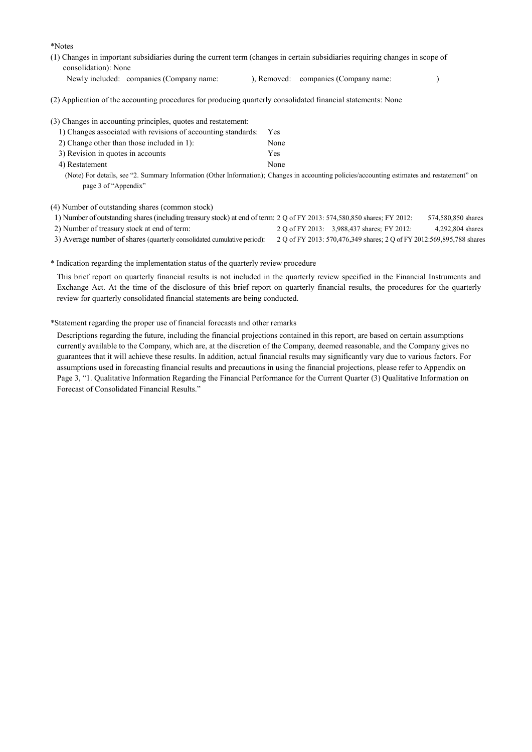*Notes

(1) Changes in important subsidiaries during the current term (changes in certain subsidiaries requiring changes in scope of consolidation): None

Newly included: companies (Company name: ), Removed: companies (Company name: )

(2) Application of the accounting procedures for producing quarterly consolidated financial statements: None

(3) Changes in accounting principles, quotes and restatement:

| | |
|---|---|
| 1) Changes associated with revisions of accounting standards: | Yes |
| 2) Change other than those included in 1): | None |
| 3) Revision in quotes in accounts | Yes |
| 4) Restatement | None |

(Note) For details, see "2. Summary Information (Other Information); Changes in accounting policies/accounting estimates and restatement" on page 3 of "Appendix"

(4) Number of outstanding shares (common stock)

| | | |
|---|---|---|
| 1) Number of outstanding shares (including treasury stock) at end of term: | 2 Q of FY 2013: 574,580,850 shares; FY 2012: | 574,580,850 shares |
| 2) Number of treasury stock at end of term: | 2 Q of FY 2013: 3,988,437 shares; FY 2012: | 4,292,804 shares |
| 3) Average number of shares (quarterly consolidated cumulative period): | 2 Q of FY 2013: 570,476,349 shares; 2 Q of FY 2012: | 569,895,788 shares |

\* Indication regarding the implementation status of the quarterly review procedure

This brief report on quarterly financial results is not included in the quarterly review specified in the Financial Instruments and Exchange Act. At the time of the disclosure of this brief report on quarterly financial results, the procedures for the quarterly review for quarterly consolidated financial statements are being conducted.

*Statement regarding the proper use of financial forecasts and other remarks

Descriptions regarding the future, including the financial projections contained in this report, are based on certain assumptions currently available to the Company, which are, at the discretion of the Company, deemed reasonable, and the Company gives no guarantees that it will achieve these results. In addition, actual financial results may significantly vary due to various factors. For assumptions used in forecasting financial results and precautions in using the financial projections, please refer to Appendix on Page 3, "1. Qualitative Information Regarding the Financial Performance for the Current Quarter (3) Qualitative Information on Forecast of Consolidated Financial Results."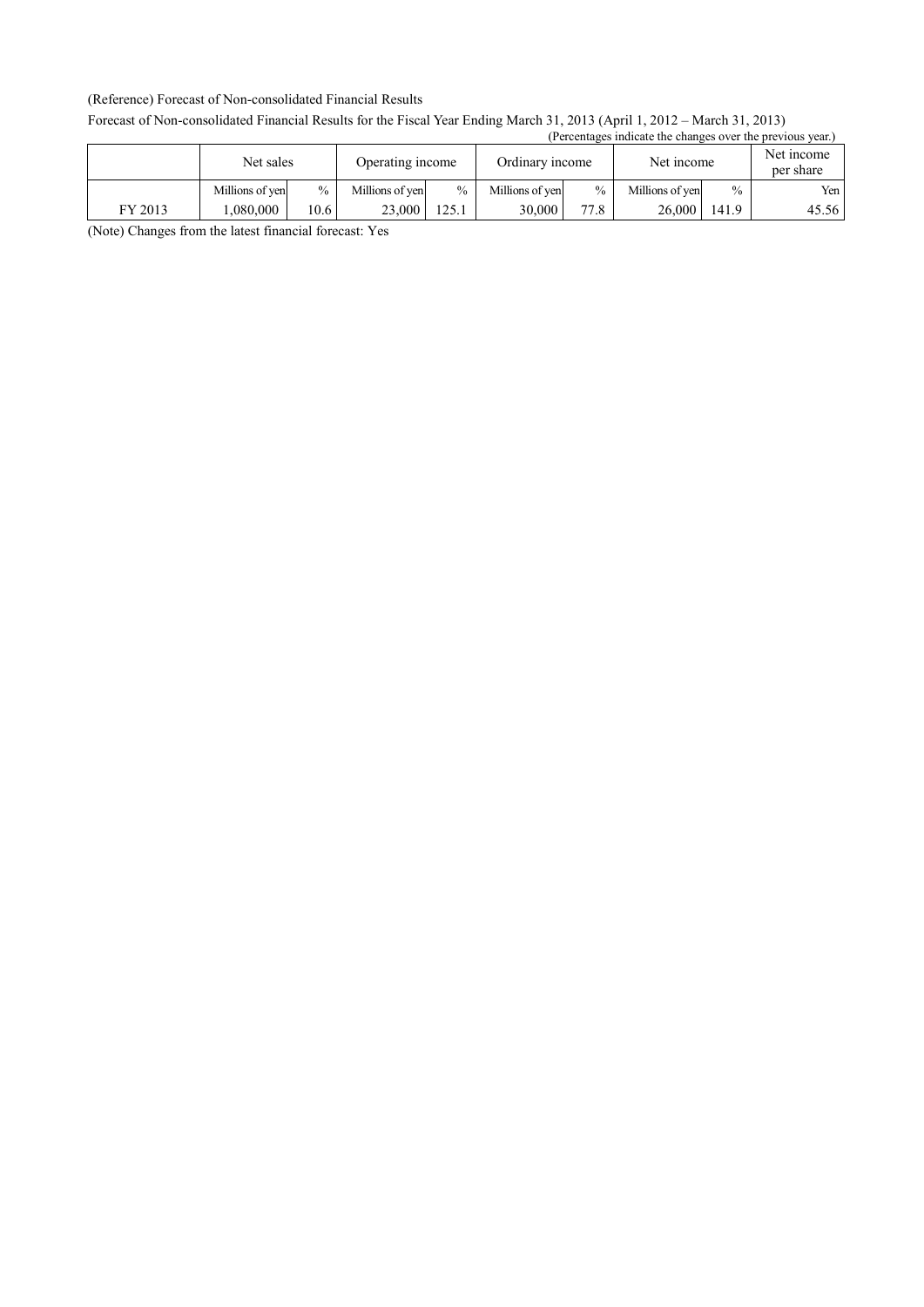(Reference) Forecast of Non-consolidated Financial Results

Forecast of Non-consolidated Financial Results for the Fiscal Year Ending March 31, 2013 (April 1, 2012 – March 31, 2013)

(Percentages indicate the changes over the previous year.)

| | Net sales | | Operating income | | Ordinary income | | Net income | | Net income per share |
|---|---|---|---|---|---|---|---|---|---|
| | Millions of yen | % | Millions of yen | % | Millions of yen | % | Millions of yen | % | Yen |
| FY 2013 | 1,080,000 | 10.6 | 23,000 | 125.1 | 30,000 | 77.8 | 26,000 | 141.9 | 45.56 |

(Note) Changes from the latest financial forecast: Yes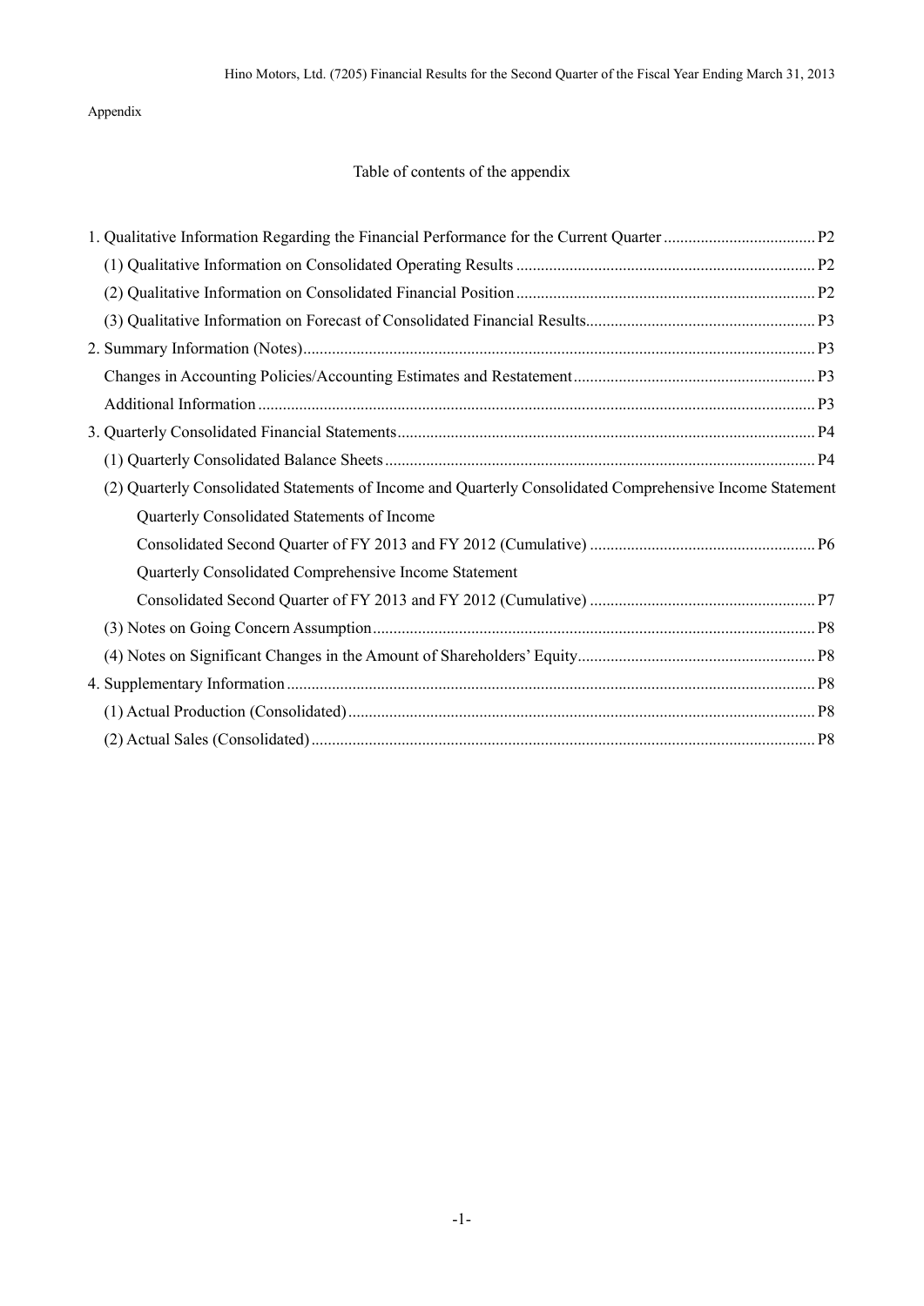Appendix

## Table of contents of the appendix

1. Qualitative Information Regarding the Financial Performance for the Current Quarter ..................................... P2
   - (1) Qualitative Information on Consolidated Operating Results ........................................................................ P2
   - (2) Qualitative Information on Consolidated Financial Position ......................................................................... P2
   - (3) Qualitative Information on Forecast of Consolidated Financial Results........................................................ P3
2. Summary Information (Notes)........................................................................................................................... P3
   - Changes in Accounting Policies/Accounting Estimates and Restatement........................................................... P3
   - Additional Information ..................................................................................................................................... P3
3. Quarterly Consolidated Financial Statements..................................................................................................... P4
   - (1) Quarterly Consolidated Balance Sheets ........................................................................................................ P4
   - (2) Quarterly Consolidated Statements of Income and Quarterly Consolidated Comprehensive Income Statement
     - Quarterly Consolidated Statements of Income
       - Consolidated Second Quarter of FY 2013 and FY 2012 (Cumulative) ....................................................... P6
     - Quarterly Consolidated Comprehensive Income Statement
       - Consolidated Second Quarter of FY 2013 and FY 2012 (Cumulative) ....................................................... P7
   - (3) Notes on Going Concern Assumption........................................................................................................... P8
   - (4) Notes on Significant Changes in the Amount of Shareholders' Equity.......................................................... P8
4. Supplementary Information ............................................................................................................................... P8
   - (1) Actual Production (Consolidated) ................................................................................................................. P8
   - (2) Actual Sales (Consolidated) .......................................................................................................................... P8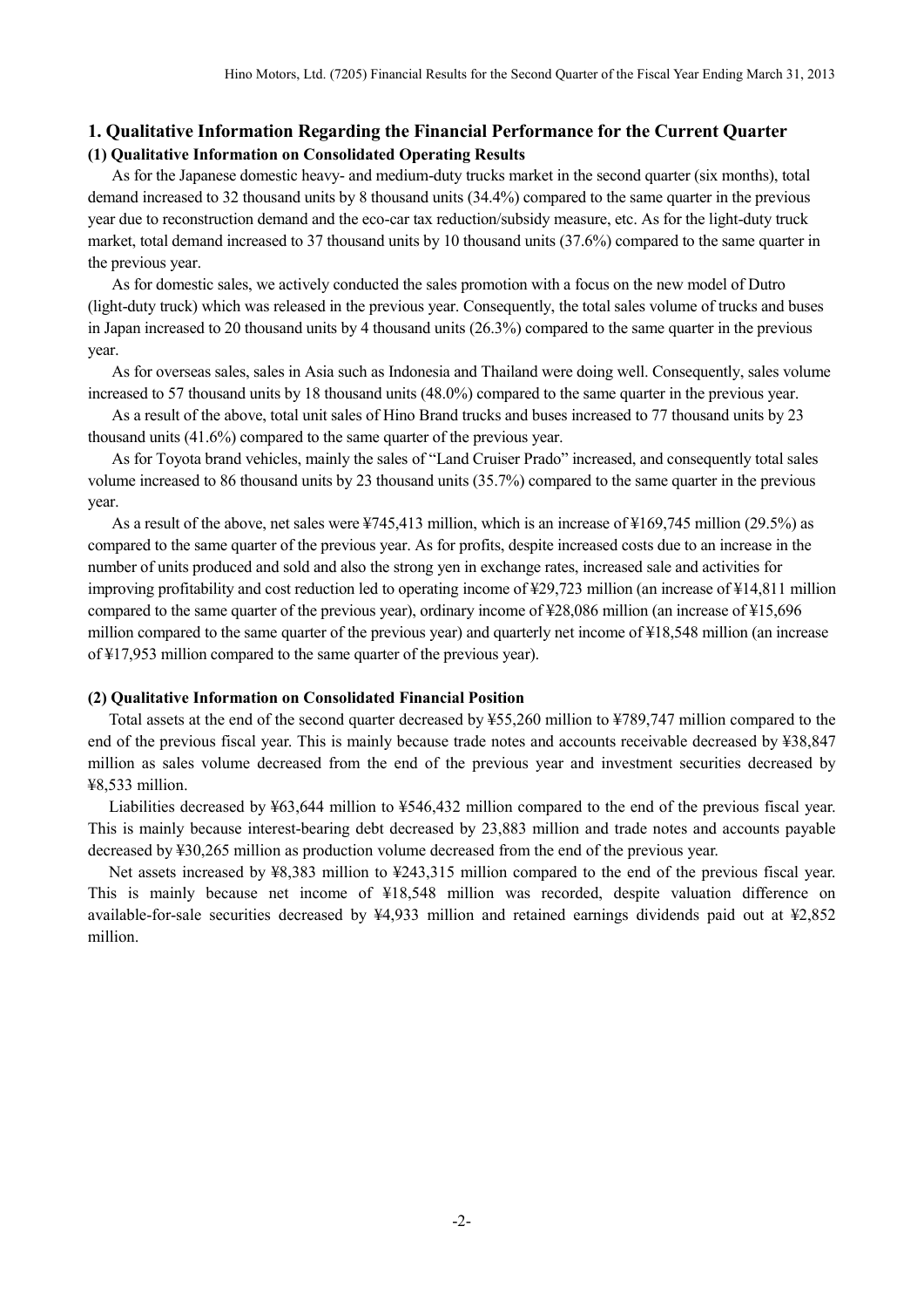## 1. Qualitative Information Regarding the Financial Performance for the Current Quarter

### (1) Qualitative Information on Consolidated Operating Results

As for the Japanese domestic heavy- and medium-duty trucks market in the second quarter (six months), total demand increased to 32 thousand units by 8 thousand units (34.4%) compared to the same quarter in the previous year due to reconstruction demand and the eco-car tax reduction/subsidy measure, etc. As for the light-duty truck market, total demand increased to 37 thousand units by 10 thousand units (37.6%) compared to the same quarter in the previous year.

As for domestic sales, we actively conducted the sales promotion with a focus on the new model of Dutro (light-duty truck) which was released in the previous year. Consequently, the total sales volume of trucks and buses in Japan increased to 20 thousand units by 4 thousand units (26.3%) compared to the same quarter in the previous year.

As for overseas sales, sales in Asia such as Indonesia and Thailand were doing well. Consequently, sales volume increased to 57 thousand units by 18 thousand units (48.0%) compared to the same quarter in the previous year.

As a result of the above, total unit sales of Hino Brand trucks and buses increased to 77 thousand units by 23 thousand units (41.6%) compared to the same quarter of the previous year.

As for Toyota brand vehicles, mainly the sales of "Land Cruiser Prado" increased, and consequently total sales volume increased to 86 thousand units by 23 thousand units (35.7%) compared to the same quarter in the previous year.

As a result of the above, net sales were ¥745,413 million, which is an increase of ¥169,745 million (29.5%) as compared to the same quarter of the previous year. As for profits, despite increased costs due to an increase in the number of units produced and sold and also the strong yen in exchange rates, increased sale and activities for improving profitability and cost reduction led to operating income of ¥29,723 million (an increase of ¥14,811 million compared to the same quarter of the previous year), ordinary income of ¥28,086 million (an increase of ¥15,696 million compared to the same quarter of the previous year) and quarterly net income of ¥18,548 million (an increase of ¥17,953 million compared to the same quarter of the previous year).

### (2) Qualitative Information on Consolidated Financial Position

Total assets at the end of the second quarter decreased by ¥55,260 million to ¥789,747 million compared to the end of the previous fiscal year. This is mainly because trade notes and accounts receivable decreased by ¥38,847 million as sales volume decreased from the end of the previous year and investment securities decreased by ¥8,533 million.

Liabilities decreased by ¥63,644 million to ¥546,432 million compared to the end of the previous fiscal year. This is mainly because interest-bearing debt decreased by 23,883 million and trade notes and accounts payable decreased by ¥30,265 million as production volume decreased from the end of the previous year.

Net assets increased by ¥8,383 million to ¥243,315 million compared to the end of the previous fiscal year. This is mainly because net income of ¥18,548 million was recorded, despite valuation difference on available-for-sale securities decreased by ¥4,933 million and retained earnings dividends paid out at ¥2,852 million.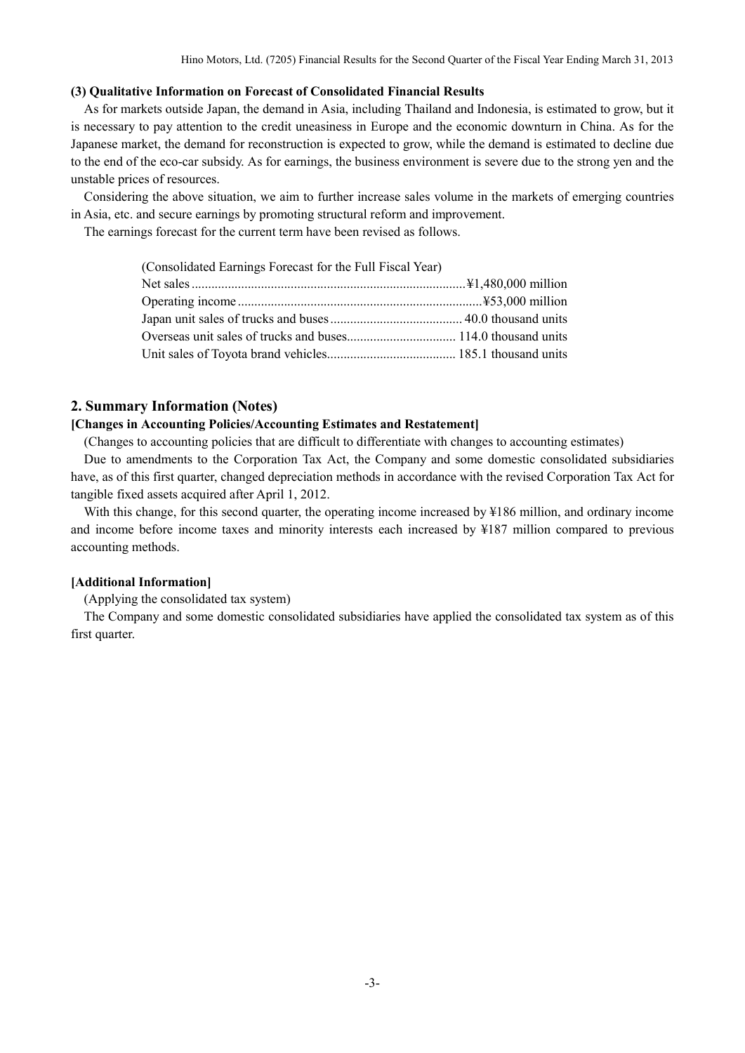### (3) Qualitative Information on Forecast of Consolidated Financial Results

As for markets outside Japan, the demand in Asia, including Thailand and Indonesia, is estimated to grow, but it is necessary to pay attention to the credit uneasiness in Europe and the economic downturn in China. As for the Japanese market, the demand for reconstruction is expected to grow, while the demand is estimated to decline due to the end of the eco-car subsidy. As for earnings, the business environment is severe due to the strong yen and the unstable prices of resources.

Considering the above situation, we aim to further increase sales volume in the markets of emerging countries in Asia, etc. and secure earnings by promoting structural reform and improvement.

The earnings forecast for the current term have been revised as follows.

(Consolidated Earnings Forecast for the Full Fiscal Year)

| | |
|---|---|
| Net sales | ¥1,480,000 million |
| Operating income | ¥53,000 million |
| Japan unit sales of trucks and buses | 40.0 thousand units |
| Overseas unit sales of trucks and buses | 114.0 thousand units |
| Unit sales of Toyota brand vehicles | 185.1 thousand units |

## 2. Summary Information (Notes)

### [Changes in Accounting Policies/Accounting Estimates and Restatement]

(Changes to accounting policies that are difficult to differentiate with changes to accounting estimates)

Due to amendments to the Corporation Tax Act, the Company and some domestic consolidated subsidiaries have, as of this first quarter, changed depreciation methods in accordance with the revised Corporation Tax Act for tangible fixed assets acquired after April 1, 2012.

With this change, for this second quarter, the operating income increased by ¥186 million, and ordinary income and income before income taxes and minority interests each increased by ¥187 million compared to previous accounting methods.

### [Additional Information]

(Applying the consolidated tax system)

The Company and some domestic consolidated subsidiaries have applied the consolidated tax system as of this first quarter.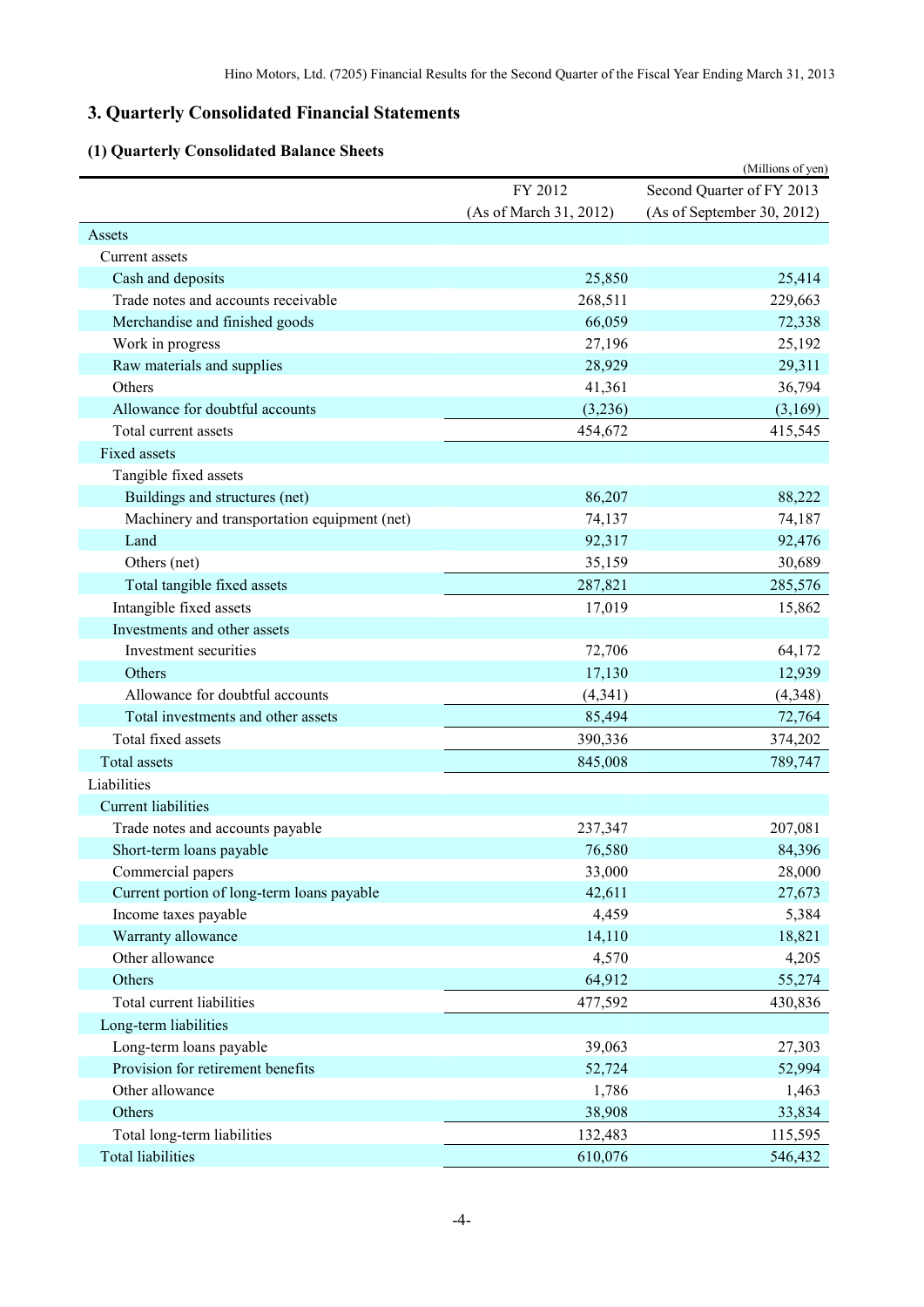## 3. Quarterly Consolidated Financial Statements

### (1) Quarterly Consolidated Balance Sheets

(Millions of yen)

| | FY 2012 (As of March 31, 2012) | Second Quarter of FY 2013 (As of September 30, 2012) |
|---|---|---|
| Assets | | |
| Current assets | | |
| Cash and deposits | 25,850 | 25,414 |
| Trade notes and accounts receivable | 268,511 | 229,663 |
| Merchandise and finished goods | 66,059 | 72,338 |
| Work in progress | 27,196 | 25,192 |
| Raw materials and supplies | 28,929 | 29,311 |
| Others | 41,361 | 36,794 |
| Allowance for doubtful accounts | (3,236) | (3,169) |
| Total current assets | 454,672 | 415,545 |
| Fixed assets | | |
| Tangible fixed assets | | |
| Buildings and structures (net) | 86,207 | 88,222 |
| Machinery and transportation equipment (net) | 74,137 | 74,187 |
| Land | 92,317 | 92,476 |
| Others (net) | 35,159 | 30,689 |
| Total tangible fixed assets | 287,821 | 285,576 |
| Intangible fixed assets | 17,019 | 15,862 |
| Investments and other assets | | |
| Investment securities | 72,706 | 64,172 |
| Others | 17,130 | 12,939 |
| Allowance for doubtful accounts | (4,341) | (4,348) |
| Total investments and other assets | 85,494 | 72,764 |
| Total fixed assets | 390,336 | 374,202 |
| Total assets | 845,008 | 789,747 |
| Liabilities | | |
| Current liabilities | | |
| Trade notes and accounts payable | 237,347 | 207,081 |
| Short-term loans payable | 76,580 | 84,396 |
| Commercial papers | 33,000 | 28,000 |
| Current portion of long-term loans payable | 42,611 | 27,673 |
| Income taxes payable | 4,459 | 5,384 |
| Warranty allowance | 14,110 | 18,821 |
| Other allowance | 4,570 | 4,205 |
| Others | 64,912 | 55,274 |
| Total current liabilities | 477,592 | 430,836 |
| Long-term liabilities | | |
| Long-term loans payable | 39,063 | 27,303 |
| Provision for retirement benefits | 52,724 | 52,994 |
| Other allowance | 1,786 | 1,463 |
| Others | 38,908 | 33,834 |
| Total long-term liabilities | 132,483 | 115,595 |
| Total liabilities | 610,076 | 546,432 |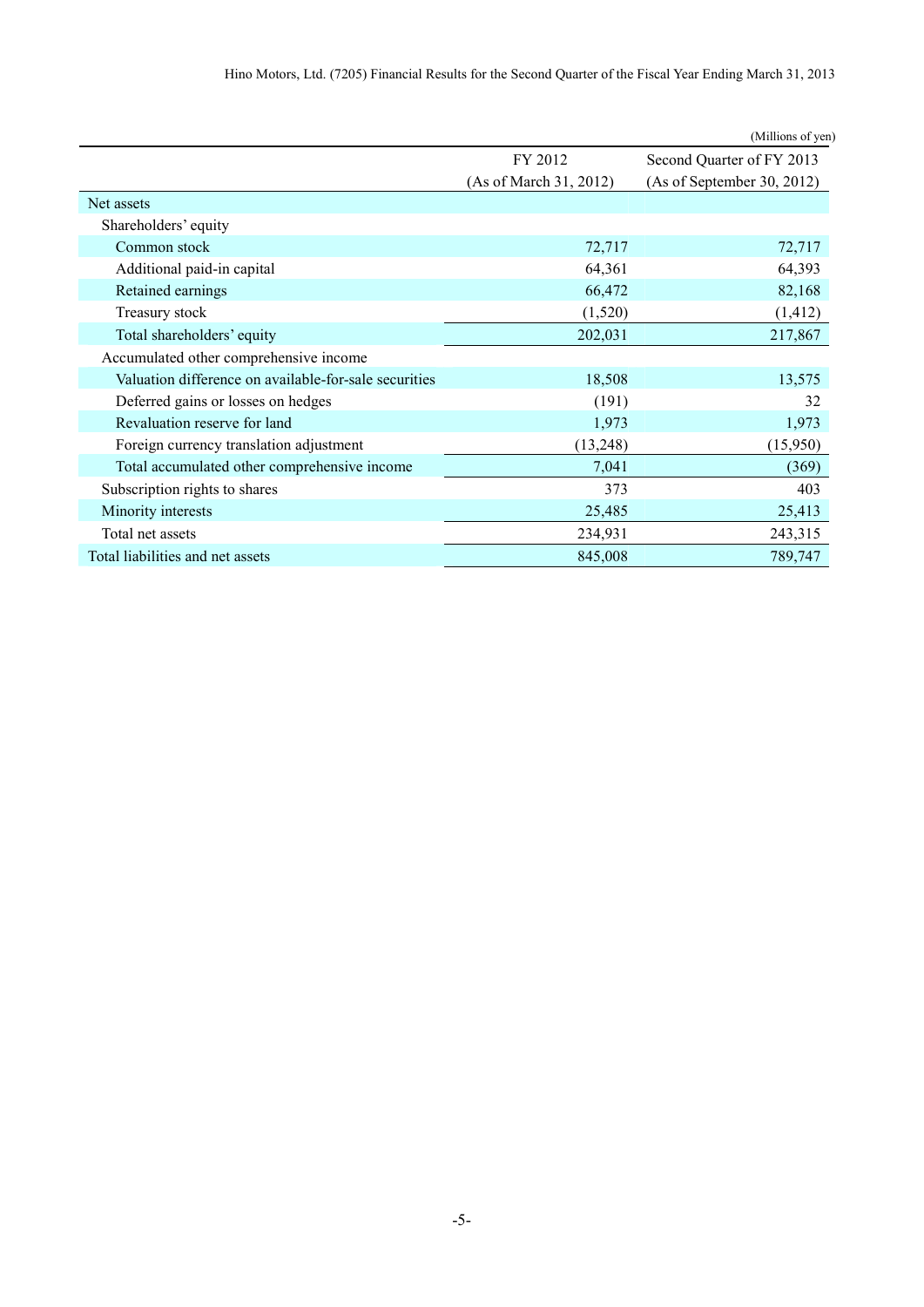(Millions of yen)

| | FY 2012 (As of March 31, 2012) | Second Quarter of FY 2013 (As of September 30, 2012) |
|---|---|---|
| Net assets | | |
| Shareholders' equity | | |
| Common stock | 72,717 | 72,717 |
| Additional paid-in capital | 64,361 | 64,393 |
| Retained earnings | 66,472 | 82,168 |
| Treasury stock | (1,520) | (1,412) |
| Total shareholders' equity | 202,031 | 217,867 |
| Accumulated other comprehensive income | | |
| Valuation difference on available-for-sale securities | 18,508 | 13,575 |
| Deferred gains or losses on hedges | (191) | 32 |
| Revaluation reserve for land | 1,973 | 1,973 |
| Foreign currency translation adjustment | (13,248) | (15,950) |
| Total accumulated other comprehensive income | 7,041 | (369) |
| Subscription rights to shares | 373 | 403 |
| Minority interests | 25,485 | 25,413 |
| Total net assets | 234,931 | 243,315 |
| Total liabilities and net assets | 845,008 | 789,747 |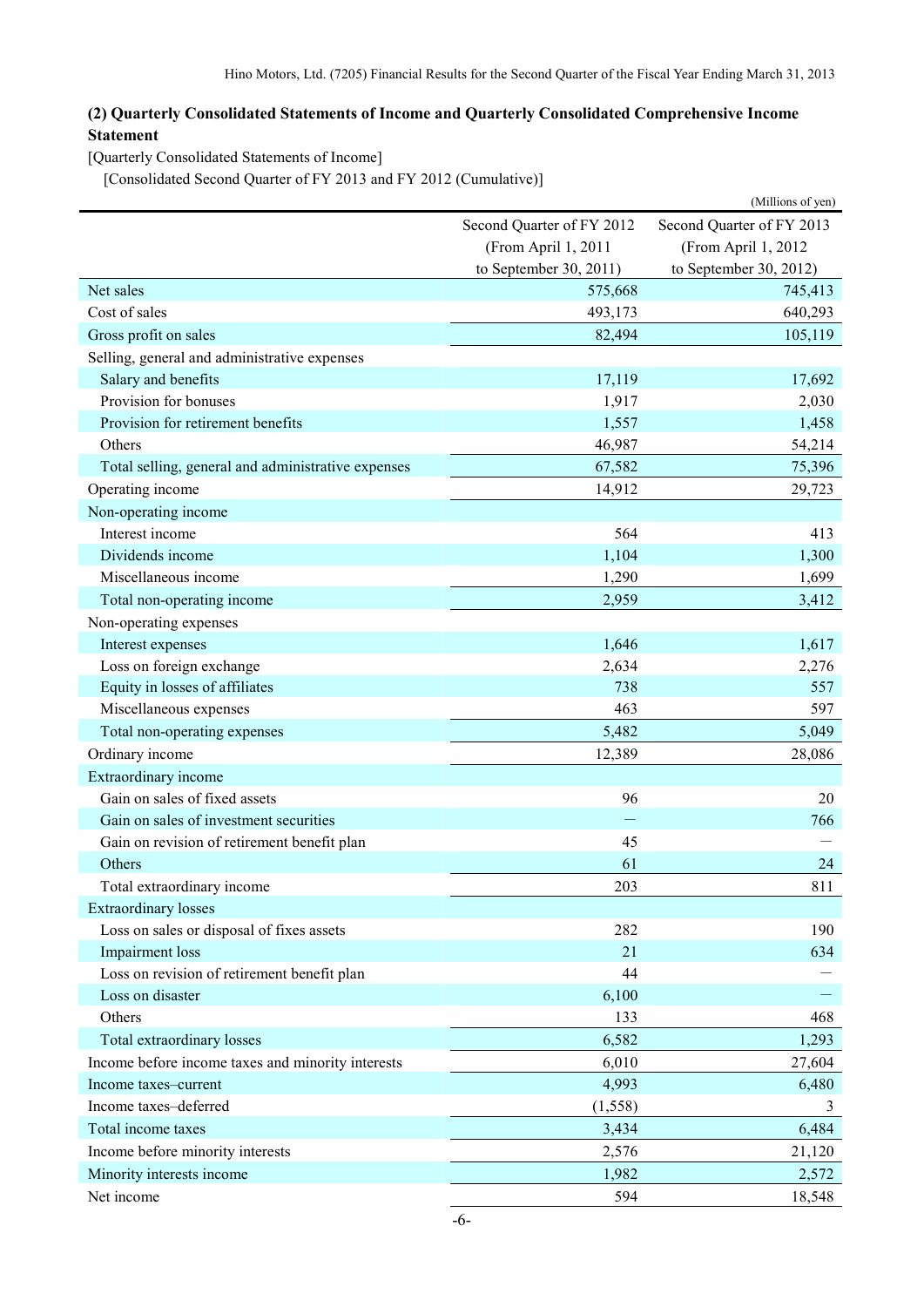### (2) Quarterly Consolidated Statements of Income and Quarterly Consolidated Comprehensive Income Statement

[Quarterly Consolidated Statements of Income]

[Consolidated Second Quarter of FY 2013 and FY 2012 (Cumulative)]

(Millions of yen)

| | Second Quarter of FY 2012 (From April 1, 2011 to September 30, 2011) | Second Quarter of FY 2013 (From April 1, 2012 to September 30, 2012) |
|---|---|---|
| Net sales | 575,668 | 745,413 |
| Cost of sales | 493,173 | 640,293 |
| Gross profit on sales | 82,494 | 105,119 |
| Selling, general and administrative expenses | | |
| Salary and benefits | 17,119 | 17,692 |
| Provision for bonuses | 1,917 | 2,030 |
| Provision for retirement benefits | 1,557 | 1,458 |
| Others | 46,987 | 54,214 |
| Total selling, general and administrative expenses | 67,582 | 75,396 |
| Operating income | 14,912 | 29,723 |
| Non-operating income | | |
| Interest income | 564 | 413 |
| Dividends income | 1,104 | 1,300 |
| Miscellaneous income | 1,290 | 1,699 |
| Total non-operating income | 2,959 | 3,412 |
| Non-operating expenses | | |
| Interest expenses | 1,646 | 1,617 |
| Loss on foreign exchange | 2,634 | 2,276 |
| Equity in losses of affiliates | 738 | 557 |
| Miscellaneous expenses | 463 | 597 |
| Total non-operating expenses | 5,482 | 5,049 |
| Ordinary income | 12,389 | 28,086 |
| Extraordinary income | | |
| Gain on sales of fixed assets | 96 | 20 |
| Gain on sales of investment securities | — | 766 |
| Gain on revision of retirement benefit plan | 45 | — |
| Others | 61 | 24 |
| Total extraordinary income | 203 | 811 |
| Extraordinary losses | | |
| Loss on sales or disposal of fixes assets | 282 | 190 |
| Impairment loss | 21 | 634 |
| Loss on revision of retirement benefit plan | 44 | — |
| Loss on disaster | 6,100 | — |
| Others | 133 | 468 |
| Total extraordinary losses | 6,582 | 1,293 |
| Income before income taxes and minority interests | 6,010 | 27,604 |
| Income taxes–current | 4,993 | 6,480 |
| Income taxes–deferred | (1,558) | 3 |
| Total income taxes | 3,434 | 6,484 |
| Income before minority interests | 2,576 | 21,120 |
| Minority interests income | 1,982 | 2,572 |
| Net income | 594 | 18,548 |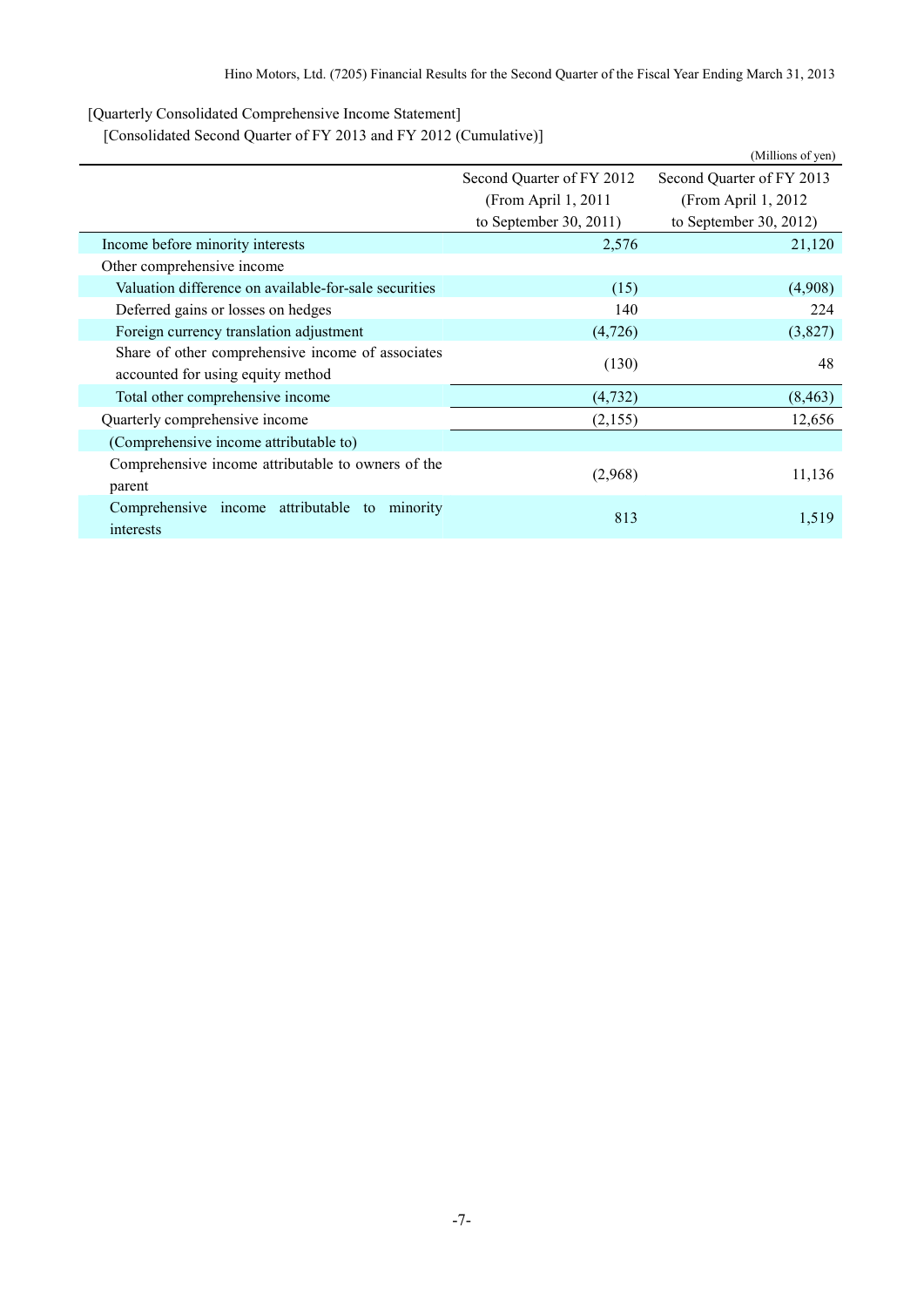[Quarterly Consolidated Comprehensive Income Statement]

[Consolidated Second Quarter of FY 2013 and FY 2012 (Cumulative)]

(Millions of yen)

| | Second Quarter of FY 2012 (From April 1, 2011 to September 30, 2011) | Second Quarter of FY 2013 (From April 1, 2012 to September 30, 2012) |
|---|---|---|
| Income before minority interests | 2,576 | 21,120 |
| Other comprehensive income | | |
| Valuation difference on available-for-sale securities | (15) | (4,908) |
| Deferred gains or losses on hedges | 140 | 224 |
| Foreign currency translation adjustment | (4,726) | (3,827) |
| Share of other comprehensive income of associates accounted for using equity method | (130) | 48 |
| Total other comprehensive income | (4,732) | (8,463) |
| Quarterly comprehensive income | (2,155) | 12,656 |
| (Comprehensive income attributable to) | | |
| Comprehensive income attributable to owners of the parent | (2,968) | 11,136 |
| Comprehensive income attributable to minority interests | 813 | 1,519 |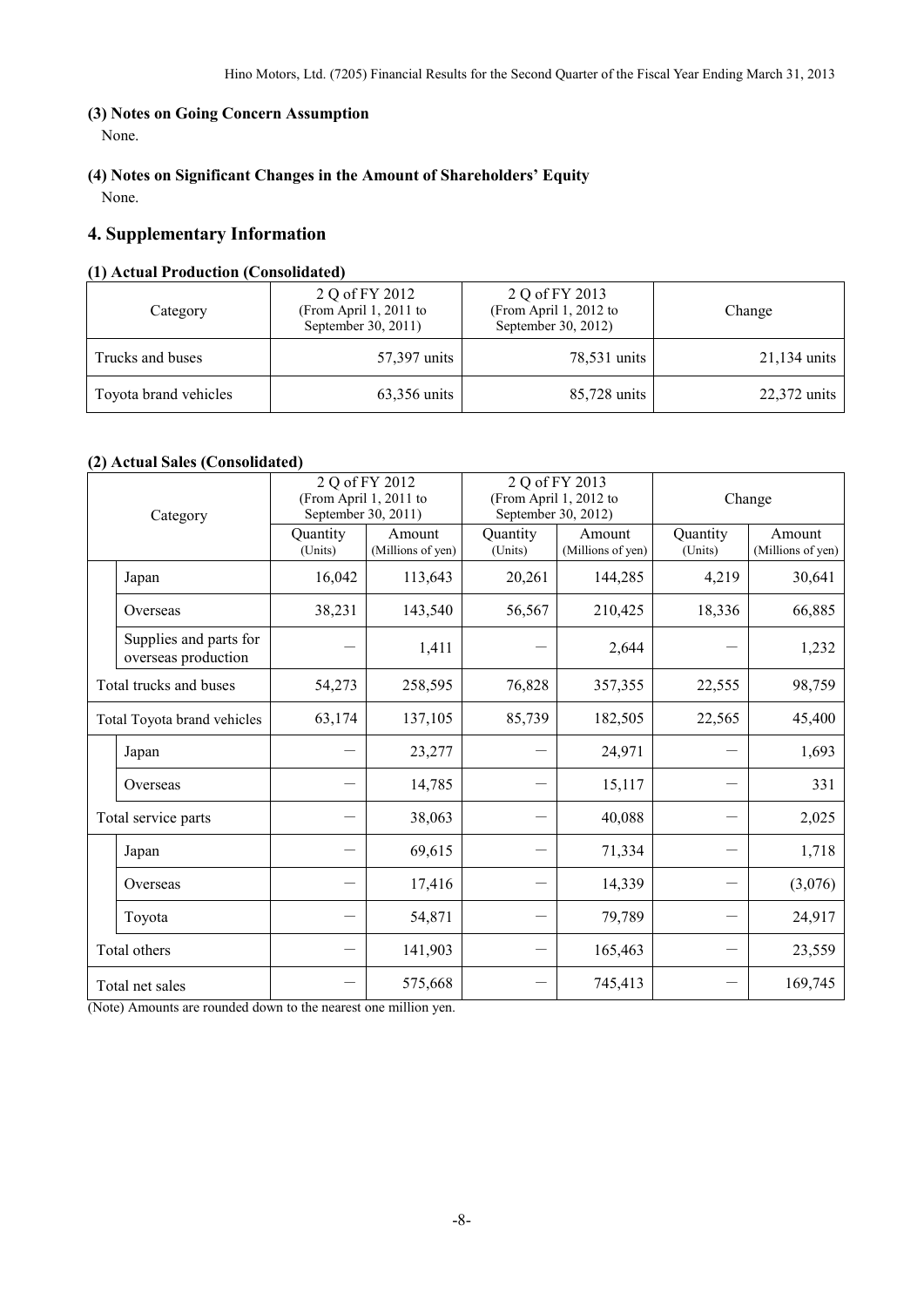### (3) Notes on Going Concern Assumption

None.

### (4) Notes on Significant Changes in the Amount of Shareholders' Equity

None.

## 4. Supplementary Information

### (1) Actual Production (Consolidated)

| Category | 2 Q of FY 2012 (From April 1, 2011 to September 30, 2011) | 2 Q of FY 2013 (From April 1, 2012 to September 30, 2012) | Change |
|---|---|---|---|
| Trucks and buses | 57,397 units | 78,531 units | 21,134 units |
| Toyota brand vehicles | 63,356 units | 85,728 units | 22,372 units |

### (2) Actual Sales (Consolidated)

| Category | | 2 Q of FY 2012 (From April 1, 2011 to September 30, 2011) | | 2 Q of FY 2013 (From April 1, 2012 to September 30, 2012) | | Change | |
|---|---|---|---|---|---|---|---|
| | | Quantity (Units) | Amount (Millions of yen) | Quantity (Units) | Amount (Millions of yen) | Quantity (Units) | Amount (Millions of yen) |
| | Japan | 16,042 | 113,643 | 20,261 | 144,285 | 4,219 | 30,641 |
| | Overseas | 38,231 | 143,540 | 56,567 | 210,425 | 18,336 | 66,885 |
| | Supplies and parts for overseas production | — | 1,411 | — | 2,644 | — | 1,232 |
| Total trucks and buses | | 54,273 | 258,595 | 76,828 | 357,355 | 22,555 | 98,759 |
| Total Toyota brand vehicles | | 63,174 | 137,105 | 85,739 | 182,505 | 22,565 | 45,400 |
| | Japan | — | 23,277 | — | 24,971 | — | 1,693 |
| | Overseas | — | 14,785 | — | 15,117 | — | 331 |
| Total service parts | | — | 38,063 | — | 40,088 | — | 2,025 |
| | Japan | — | 69,615 | — | 71,334 | — | 1,718 |
| | Overseas | — | 17,416 | — | 14,339 | — | (3,076) |
| | Toyota | — | 54,871 | — | 79,789 | — | 24,917 |
| Total others | | — | 141,903 | — | 165,463 | — | 23,559 |
| Total net sales | | — | 575,668 | — | 745,413 | — | 169,745 |

(Note) Amounts are rounded down to the nearest one million yen.